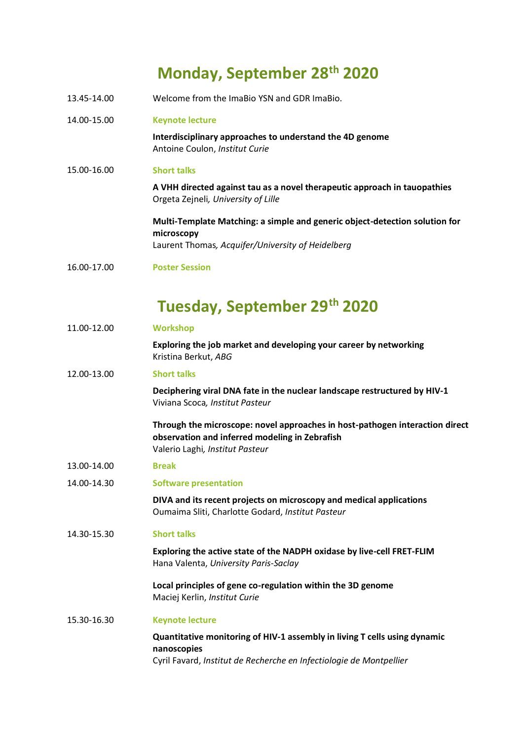# Monday, September 28th 2020

13.45-14.00 Welcome from the ImaBio YSN and GDR ImaBio.

14.00-15.00 **Keynote lecture**

**Interdisciplinary approaches to understand the 4D genome**
Antoine Coulon, *Institut Curie*

15.00-16.00 **Short talks**

**A VHH directed against tau as a novel therapeutic approach in tauopathies**
Orgeta Zejneli*, University of Lille*

**Multi-Template Matching: a simple and generic object-detection solution for microscopy**
Laurent Thomas*, Acquifer/University of Heidelberg*

16.00-17.00 **Poster Session**

# Tuesday, September 29th 2020

11.00-12.00 **Workshop**

**Exploring the job market and developing your career by networking**
Kristina Berkut, *ABG*

12.00-13.00 **Short talks**

**Deciphering viral DNA fate in the nuclear landscape restructured by HIV-1**
Viviana Scoca*, Institut Pasteur*

**Through the microscope: novel approaches in host-pathogen interaction direct observation and inferred modeling in Zebrafish**
Valerio Laghi*, Institut Pasteur*

13.00-14.00 **Break**

14.00-14.30 **Software presentation**

**DIVA and its recent projects on microscopy and medical applications**
Oumaima Sliti, Charlotte Godard, *Institut Pasteur*

14.30-15.30 **Short talks**

**Exploring the active state of the NADPH oxidase by live-cell FRET-FLIM**
Hana Valenta, *University Paris-Saclay*

**Local principles of gene co-regulation within the 3D genome**
Maciej Kerlin, *Institut Curie*

15.30-16.30 **Keynote lecture**

**Quantitative monitoring of HIV-1 assembly in living T cells using dynamic nanoscopies**
Cyril Favard, *Institut de Recherche en Infectiologie de Montpellier*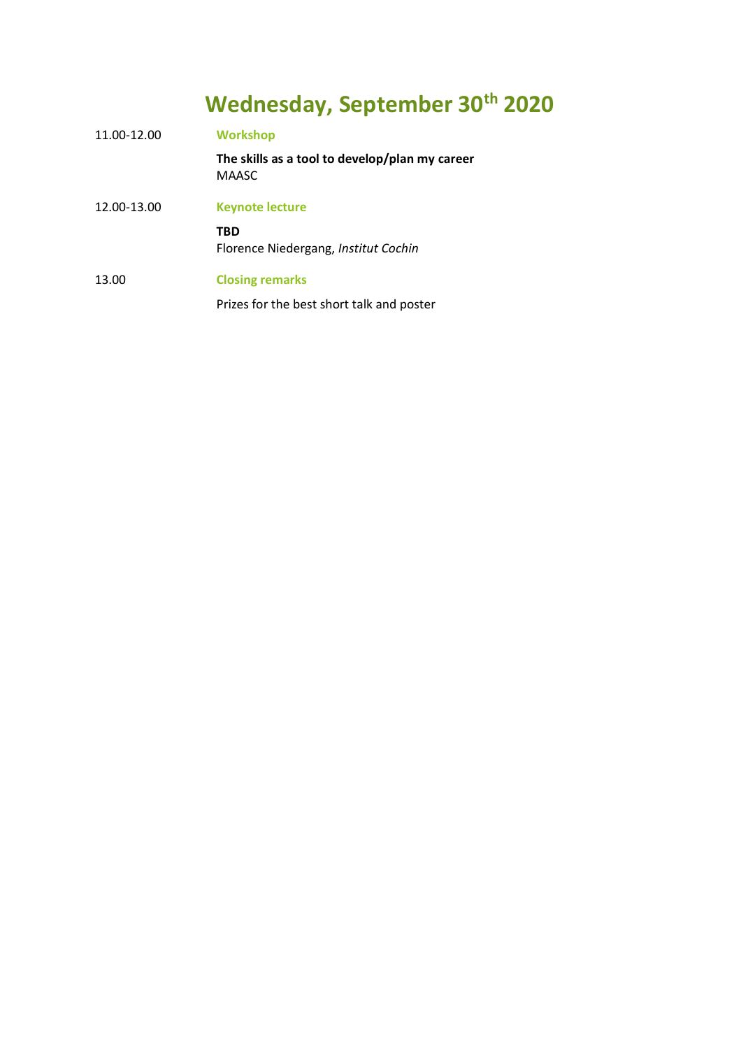# Wednesday, September 30th 2020

11.00-12.00 **Workshop**

**The skills as a tool to develop/plan my career**
MAASC

12.00-13.00 **Keynote lecture**

**TBD**
Florence Niedergang, *Institut Cochin*

13.00 **Closing remarks**

Prizes for the best short talk and poster